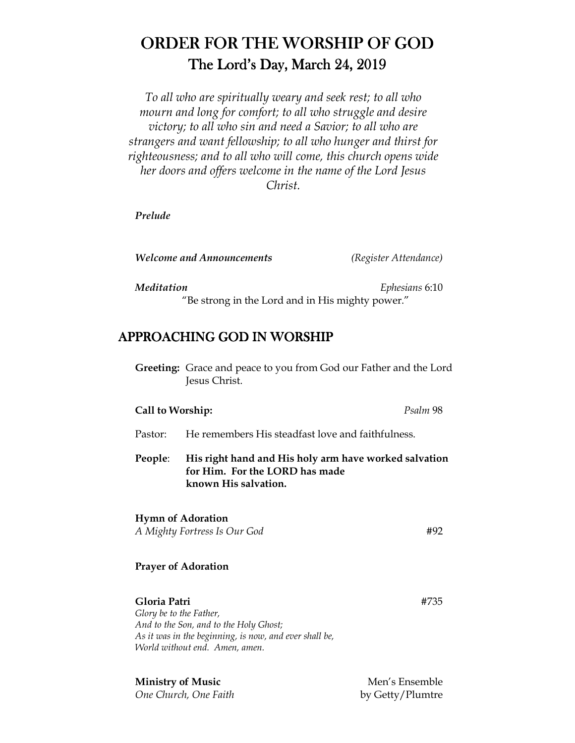# ORDER FOR THE WORSHIP OF GOD

## The Lord's Day, March 24, 2019

*To all who are spiritually weary and seek rest; to all who mourn and long for comfort; to all who struggle and desire victory; to all who sin and need a Savior; to all who are strangers and want fellowship; to all who hunger and thirst for righteousness; and to all who will come, this church opens wide her doors and offers welcome in the name of the Lord Jesus Christ.*

***Prelude***

***Welcome and Announcements*** *(Register Attendance)*

***Meditation*** *Ephesians* 6:10

"Be strong in the Lord and in His mighty power."

## APPROACHING GOD IN WORSHIP

**Greeting:** Grace and peace to you from God our Father and the Lord Jesus Christ.

**Call to Worship:** *Psalm* 98

Pastor: He remembers His steadfast love and faithfulness.

**People**: **His right hand and His holy arm have worked salvation for Him. For the LORD has made known His salvation.**

**Hymn of Adoration**
*A Mighty Fortress Is Our God* #92

**Prayer of Adoration**

**Gloria Patri** #735
*Glory be to the Father,*
*And to the Son, and to the Holy Ghost;*
*As it was in the beginning, is now, and ever shall be,*
*World without end. Amen, amen.*

**Ministry of Music** Men's Ensemble
*One Church, One Faith* by Getty/Plumtre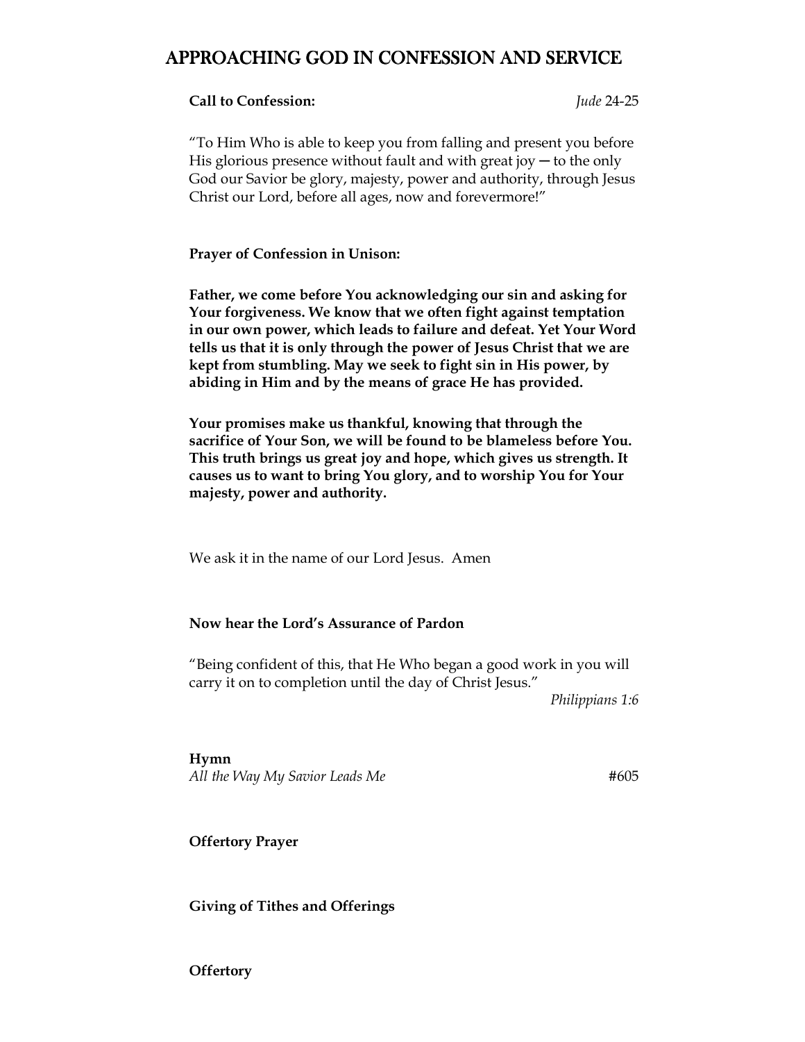# APPROACHING GOD IN CONFESSION AND SERVICE

**Call to Confession:** *Jude* 24-25

"To Him Who is able to keep you from falling and present you before His glorious presence without fault and with great joy — to the only God our Savior be glory, majesty, power and authority, through Jesus Christ our Lord, before all ages, now and forevermore!"

**Prayer of Confession in Unison:**

**Father, we come before You acknowledging our sin and asking for Your forgiveness. We know that we often fight against temptation in our own power, which leads to failure and defeat. Yet Your Word tells us that it is only through the power of Jesus Christ that we are kept from stumbling. May we seek to fight sin in His power, by abiding in Him and by the means of grace He has provided.**

**Your promises make us thankful, knowing that through the sacrifice of Your Son, we will be found to be blameless before You. This truth brings us great joy and hope, which gives us strength. It causes us to want to bring You glory, and to worship You for Your majesty, power and authority.**

We ask it in the name of our Lord Jesus. Amen

**Now hear the Lord's Assurance of Pardon**

"Being confident of this, that He Who began a good work in you will carry it on to completion until the day of Christ Jesus."

*Philippians 1:6*

**Hymn**

*All the Way My Savior Leads Me* #605

**Offertory Prayer**

**Giving of Tithes and Offerings**

**Offertory**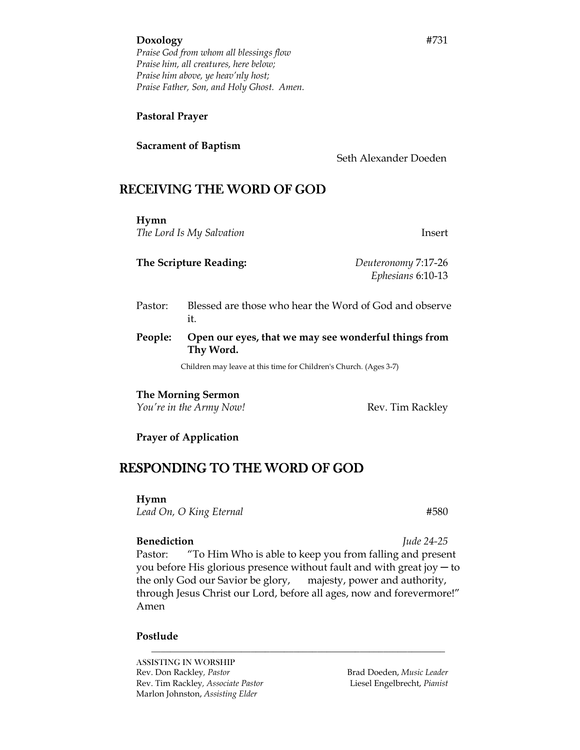**Doxology** #731

*Praise God from whom all blessings flow*
*Praise him, all creatures, here below;*
*Praise him above, ye heav'nly host;*
*Praise Father, Son, and Holy Ghost. Amen.*

**Pastoral Prayer**

**Sacrament of Baptism**

Seth Alexander Doeden

## RECEIVING THE WORD OF GOD

**Hymn**
*The Lord Is My Salvation* Insert

**The Scripture Reading:** *Deuteronomy* 7:17-26
*Ephesians* 6:10-13

Pastor: Blessed are those who hear the Word of God and observe it.

**People: Open our eyes, that we may see wonderful things from Thy Word.**

Children may leave at this time for Children's Church. (Ages 3-7)

**The Morning Sermon**
*You're in the Army Now!* Rev. Tim Rackley

**Prayer of Application**

## RESPONDING TO THE WORD OF GOD

**Hymn**
*Lead On, O King Eternal* #580

**Benediction** *Jude 24-25*

Pastor: "To Him Who is able to keep you from falling and present you before His glorious presence without fault and with great joy — to the only God our Savior be glory, majesty, power and authority, through Jesus Christ our Lord, before all ages, now and forevermore!" Amen

**Postlude**

---

ASSISTING IN WORSHIP
Rev. Don Rackley, *Pastor*
Rev. Tim Rackley, *Associate Pastor*
Marlon Johnston, *Assisting Elder*
Brad Doeden, *Music Leader*
Liesel Engelbrecht, *Pianist*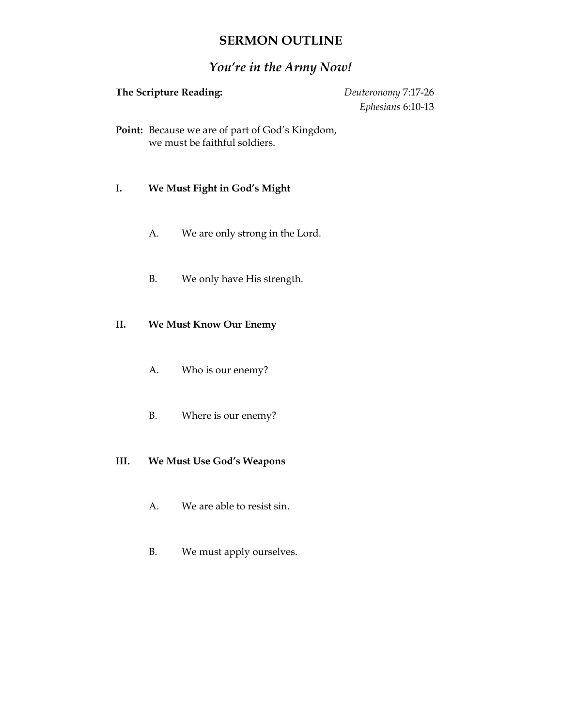# SERMON OUTLINE

## *You're in the Army Now!*

**The Scripture Reading:** *Deuteronomy* 7:17-26
*Ephesians* 6:10-13

**Point:** Because we are of part of God's Kingdom, we must be faithful soldiers.

**I. We Must Fight in God's Might**

A. We are only strong in the Lord.

B. We only have His strength.

**II. We Must Know Our Enemy**

A. Who is our enemy?

B. Where is our enemy?

**III. We Must Use God's Weapons**

A. We are able to resist sin.

B. We must apply ourselves.